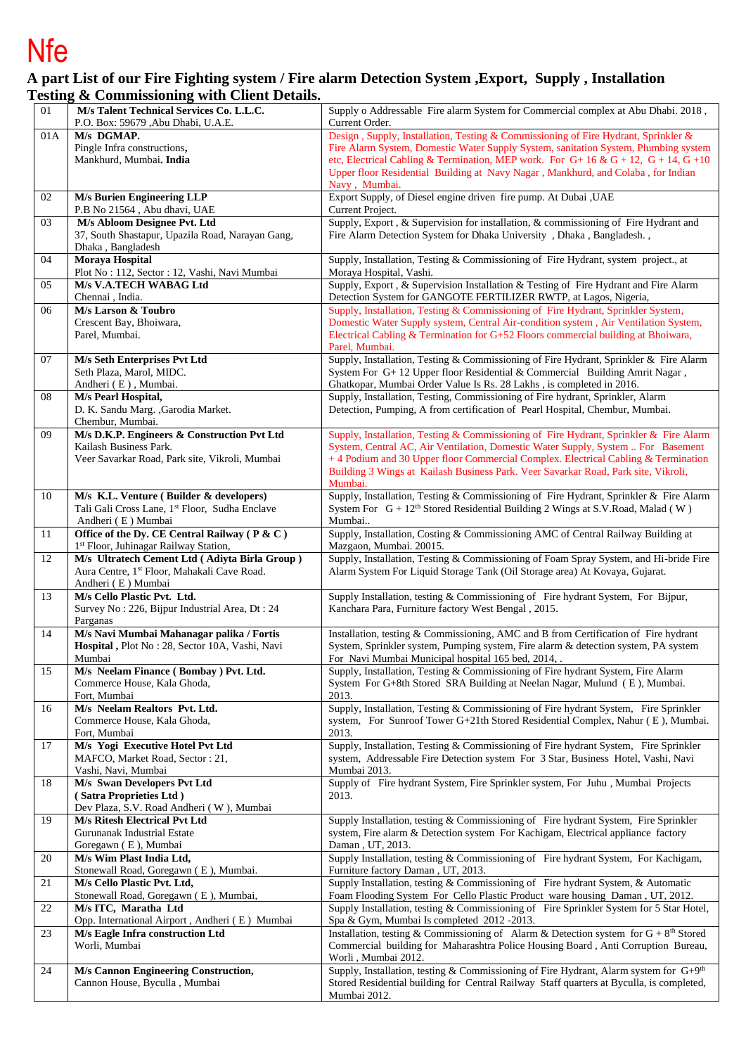# Nfe

## A part List of our Fire Fighting system / Fire alarm Detection System ,Export, Supply , Installation Testing & Commissioning with Client Details.

| | | |
|---|---|---|
| 01 | **M/s Talent Technical Services Co. L.L.C.**<br>P.O. Box: 59679 ,Abu Dhabi, U.A.E. | Supply o Addressable Fire alarm System for Commercial complex at Abu Dhabi. 2018 , Current Order. |
| 01A | **M/s DGMAP.**<br>Pingle Infra constructions,<br>Mankhurd, Mumbai. **India** | Design , Supply, Installation, Testing & Commissioning of Fire Hydrant, Sprinkler & Fire Alarm System, Domestic Water Supply System, sanitation System, Plumbing system etc, Electrical Cabling & Termination, MEP work. For G+ 16 & G + 12, G + 14, G +10 Upper floor Residential Building at Navy Nagar , Mankhurd, and Colaba , for Indian Navy , Mumbai. |
| 02 | **M/s Burien Engineering LLP**<br>P.B No 21564 , Abu dhavi, UAE | Export Supply, of Diesel engine driven fire pump. At Dubai ,UAE<br>Current Project. |
| 03 | **M/s Abloom Designee Pvt. Ltd**<br>37, South Shastapur, Upazila Road, Narayan Gang, Dhaka , Bangladesh | Supply, Export , & Supervision for installation, & commissioning of Fire Hydrant and Fire Alarm Detection System for Dhaka University , Dhaka , Bangladesh. , |
| 04 | **Moraya Hospital**<br>Plot No : 112, Sector : 12, Vashi, Navi Mumbai | Supply, Installation, Testing & Commissioning of Fire Hydrant, system project., at Moraya Hospital, Vashi. |
| 05 | **M/s V.A.TECH WABAG Ltd**<br>Chennai , India. | Supply, Export , & Supervision Installation & Testing of Fire Hydrant and Fire Alarm Detection System for GANGOTE FERTILIZER RWTP, at Lagos, Nigeria, |
| 06 | **M/s Larson & Toubro**<br>Crescent Bay, Bhoiwara,<br>Parel, Mumbai. | Supply, Installation, Testing & Commissioning of Fire Hydrant, Sprinkler System, Domestic Water Supply system, Central Air-condition system , Air Ventilation System, Electrical Cabling & Termination for G+52 Floors commercial building at Bhoiwara, Parel, Mumbai. |
| 07 | **M/s Seth Enterprises Pvt Ltd**<br>Seth Plaza, Marol, MIDC.<br>Andheri ( E ) , Mumbai. | Supply, Installation, Testing & Commissioning of Fire Hydrant, Sprinkler & Fire Alarm System For G+ 12 Upper floor Residential & Commercial Building Amrit Nagar , Ghatkopar, Mumbai Order Value Is Rs. 28 Lakhs , is completed in 2016. |
| 08 | **M/s Pearl Hospital,**<br>D. K. Sandu Marg. ,Garodia Market.<br>Chembur, Mumbai. | Supply, Installation, Testing, Commissioning of Fire hydrant, Sprinkler, Alarm Detection, Pumping, A from certification of Pearl Hospital, Chembur, Mumbai. |
| 09 | **M/s D.K.P. Engineers & Construction Pvt Ltd**<br>Kailash Business Park.<br>Veer Savarkar Road, Park site, Vikroli, Mumbai | Supply, Installation, Testing & Commissioning of Fire Hydrant, Sprinkler & Fire Alarm System, Central AC, Air Ventilation, Domestic Water Supply, System .. For Basement + 4 Podium and 30 Upper floor Commercial Complex. Electrical Cabling & Termination Building 3 Wings at Kailash Business Park. Veer Savarkar Road, Park site, Vikroli, Mumbai. |
| 10 | **M/s K.L. Venture ( Builder & developers)**<br>Tali Gali Cross Lane, 1st Floor, Sudha Enclave<br>Andheri ( E ) Mumbai | Supply, Installation, Testing & Commissioning of Fire Hydrant, Sprinkler & Fire Alarm System For G + 12th Stored Residential Building 2 Wings at S.V.Road, Malad ( W ) Mumbai.. |
| 11 | **Office of the Dy. CE Central Railway ( P & C )**<br>1st Floor, Juhinagar Railway Station, | Supply, Installation, Costing & Commissioning AMC of Central Railway Building at Mazgaon, Mumbai. 20015. |
| 12 | **M/s Ultratech Cement Ltd ( Adiyta Birla Group )**<br>Aura Centre, 1st Floor, Mahakali Cave Road.<br>Andheri ( E ) Mumbai | Supply, Installation, Testing & Commissioning of Foam Spray System, and Hi-bride Fire Alarm System For Liquid Storage Tank (Oil Storage area) At Kovaya, Gujarat. |
| 13 | **M/s Cello Plastic Pvt. Ltd.**<br>Survey No : 226, Bijpur Industrial Area, Dt : 24 Parganas | Supply Installation, testing & Commissioning of Fire hydrant System, For Bijpur, Kanchara Para, Furniture factory West Bengal , 2015. |
| 14 | **M/s Navi Mumbai Mahanagar palika / Fortis Hospital ,** Plot No : 28, Sector 10A, Vashi, Navi Mumbai | Installation, testing & Commissioning, AMC and B from Certification of Fire hydrant System, Sprinkler system, Pumping system, Fire alarm & detection system, PA system For Navi Mumbai Municipal hospital 165 bed, 2014, . |
| 15 | **M/s Neelam Finance ( Bombay ) Pvt. Ltd.**<br>Commerce House, Kala Ghoda,<br>Fort, Mumbai | Supply, Installation, Testing & Commissioning of Fire hydrant System, Fire Alarm System For G+8th Stored SRA Building at Neelan Nagar, Mulund ( E ), Mumbai. 2013. |
| 16 | **M/s Neelam Realtors Pvt. Ltd.**<br>Commerce House, Kala Ghoda,<br>Fort, Mumbai | Supply, Installation, Testing & Commissioning of Fire hydrant System, Fire Sprinkler system, For Sunroof Tower G+21th Stored Residential Complex, Nahur ( E ), Mumbai. 2013. |
| 17 | **M/s Yogi Executive Hotel Pvt Ltd**<br>MAFCO, Market Road, Sector : 21,<br>Vashi, Navi, Mumbai | Supply, Installation, Testing & Commissioning of Fire hydrant System, Fire Sprinkler system, Addressable Fire Detection system For 3 Star, Business Hotel, Vashi, Navi Mumbai 2013. |
| 18 | **M/s Swan Developers Pvt Ltd**<br>**( Satra Proprieties Ltd )**<br>Dev Plaza, S.V. Road Andheri ( W ), Mumbai | Supply of Fire hydrant System, Fire Sprinkler system, For Juhu , Mumbai Projects 2013. |
| 19 | **M/s Ritesh Electrical Pvt Ltd**<br>Gurunanak Industrial Estate<br>Goregawn ( E ), Mumbai | Supply Installation, testing & Commissioning of Fire hydrant System, Fire Sprinkler system, Fire alarm & Detection system For Kachigam, Electrical appliance factory Daman , UT, 2013. |
| 20 | **M/s Wim Plast India Ltd,**<br>Stonewall Road, Goregawn ( E ), Mumbai. | Supply Installation, testing & Commissioning of Fire hydrant System, For Kachigam, Furniture factory Daman , UT, 2013. |
| 21 | **M/s Cello Plastic Pvt. Ltd,**<br>Stonewall Road, Goregawn ( E ), Mumbai, | Supply Installation, testing & Commissioning of Fire hydrant System, & Automatic Foam Flooding System For Cello Plastic Product ware housing Daman , UT, 2012. |
| 22 | **M/s ITC, Maratha Ltd**<br>Opp. International Airport , Andheri ( E ) Mumbai | Supply Installation, testing & Commissioning of Fire Sprinkler System for 5 Star Hotel, Spa & Gym, Mumbai Is completed 2012 -2013. |
| 23 | **M/s Eagle Infra construction Ltd**<br>Worli, Mumbai | Installation, testing & Commissioning of Alarm & Detection system for G + 8th Stored Commercial building for Maharashtra Police Housing Board , Anti Corruption Bureau, Worli , Mumbai 2012. |
| 24 | **M/s Cannon Engineering Construction,**<br>Cannon House, Byculla , Mumbai | Supply, Installation, testing & Commissioning of Fire Hydrant, Alarm system for G+9th Stored Residential building for Central Railway Staff quarters at Byculla, is completed, Mumbai 2012. |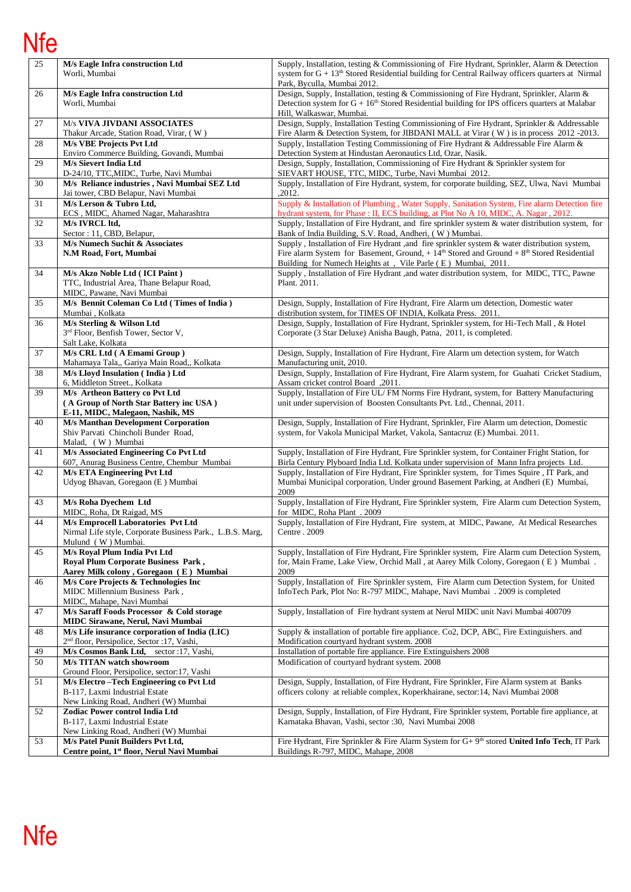| 25 | **M/s Eagle Infra construction Ltd** Worli, Mumbai | Supply, Installation, testing & Commissioning of Fire Hydrant, Sprinkler, Alarm & Detection system for G + 13th Stored Residential building for Central Railway officers quarters at Nirmal Park, Byculla, Mumbai 2012. |
|---|---|---|
| 26 | **M/s Eagle Infra construction Ltd** Worli, Mumbai | Design, Supply, Installation, testing & Commissioning of Fire Hydrant, Sprinkler, Alarm & Detection system for G + 16th Stored Residential building for IPS officers quarters at Malabar Hill, Walkaswar, Mumbai. |
| 27 | M/s **VIVA JIVDANI ASSOCIATES** Thakur Arcade, Station Road, Virar, ( W ) | Design, Supply, Installation Testing Commissioning of Fire Hydrant, Sprinkler & Addressable Fire Alarm & Detection System, for JIBDANI MALL at Virar ( W ) is in process 2012 -2013. |
| 28 | **M/s VBE Projects Pvt Ltd** Enviro Commerce Building, Govandi, Mumbai | Supply, Installation Testing Commissioning of Fire Hydrant & Addressable Fire Alarm & Detection System at Hindustan Aeronautics Ltd, Ozar, Nasik. |
| 29 | **M/s Sievert India Ltd** D-24/10, TTC,MIDC, Turbe, Navi Mumbai | Design, Supply, Installation, Commissioning of Fire Hydrant & Sprinkler system for SIEVART HOUSE, TTC, MIDC, Turbe, Navi Mumbai 2012. |
| 30 | **M/s Reliance industries , Navi Mumbai SEZ Ltd** Jai tower, CBD Belapur, Navi Mumbai | Supply, Installation of Fire Hydrant, system, for corporate building, SEZ, Ulwa, Navi Mumbai ,2012. |
| 31 | **M/s Lerson & Tubro Ltd,** ECS , MIDC, Ahamed Nagar, Maharashtra | Supply & Installation of Plumbing , Water Supply, Sanitation System, Fire alarm Detection fire hydrant system, for Phase : II, ECS building, at Plot No A 10, MIDC, A. Nagar , 2012. |
| 32 | **M/s IVRCL ltd,** Sector : 11, CBD, Belapur, | Supply, Installation of Fire Hydrant, and fire sprinkler system & water distribution system, for Bank of India Building, S.V. Road, Andheri, ( W ) Mumbai. |
| 33 | **M/s Numech Suchit & Associates N.M Road, Fort, Mumbai** | Supply , Installation of Fire Hydrant ,and fire sprinkler system & water distribution system, Fire alarm System for Basement, Ground, + 14th Stored and Ground + 8th Stored Residential Building for Numech Heights at , Vile Parle ( E ) Mumbai, 2011. |
| 34 | **M/s Akzo Noble Ltd ( ICI Paint )** TTC, Industrial Area, Thane Belapur Road, MIDC, Pawane, Navi Mumbai | Supply , Installation of Fire Hydrant ,and water distribution system, for MIDC, TTC, Pawne Plant. 2011. |
| 35 | **M/s Bennit Coleman Co Ltd ( Times of India )** Mumbai , Kolkata | Design, Supply, Installation of Fire Hydrant, Fire Alarm um detection, Domestic water distribution system, for TIMES OF INDIA, Kolkata Press. 2011. |
| 36 | **M/s Sterling & Wilson Ltd** 3rd Floor, Benfish Tower, Sector V, Salt Lake, Kolkata | Design, Supply, Installation of Fire Hydrant, Sprinkler system, for Hi-Tech Mall , & Hotel Corporate (3 Star Deluxe) Anisha Baugh, Patna, 2011, is completed. |
| 37 | **M/s CRL Ltd ( A Emami Group )** Mahamaya Tala,, Gariya Main Road,, Kolkata | Design, Supply, Installation of Fire Hydrant, Fire Alarm um detection system, for Watch Manufacturing unit, 2010. |
| 38 | **M/s Lloyd Insulation ( India ) Ltd** 6, Middleton Street., Kolkata | Design, Supply, Installation of Fire Hydrant, Fire Alarm system, for Guahati Cricket Stadium, Assam cricket control Board ,2011. |
| 39 | **M/s Artheon Battery co Pvt Ltd ( A Group of North Star Battery inc USA ) E-11, MIDC, Malegaon, Nashik, MS** | Supply, Installation of Fire UL/ FM Norms Fire Hydrant, system, for Battery Manufacturing unit under supervision of Boosten Consultants Pvt. Ltd., Chennai, 2011. |
| 40 | **M/s Manthan Development Corporation** Shiv Parvati Chincholi Bunder Road, Malad, ( W ) Mumbai | Design, Supply, Installation of Fire Hydrant, Sprinkler, Fire Alarm um detection, Domestic system, for Vakola Municipal Market, Vakola, Santacruz (E) Mumbai. 2011. |
| 41 | **M/s Associated Engineering Co Pvt Ltd** 607, Anurag Business Centre, Chembur Mumbai | Supply, Installation of Fire Hydrant, Fire Sprinkler system, for Container Fright Station, for Birla Century Plyboard India Ltd. Kolkata under supervision of Mann Infra projects Ltd. |
| 42 | **M/s ETA Engineering Pvt Ltd** Udyog Bhavan, Goregaon (E ) Mumbai | Supply, Installation of Fire Hydrant, Fire Sprinkler system, for Times Squire , IT Park, and Mumbai Municipal corporation, Under ground Basement Parking, at Andheri (E) Mumbai, 2009 |
| 43 | **M/s Roha Dyechem Ltd** MIDC, Roha, Dt Raigad, MS | Supply, Installation of Fire Hydrant, Fire Sprinkler system, Fire Alarm cum Detection System, for MIDC, Roha Plant . 2009 |
| 44 | **M/s Emprocell Laboratories Pvt Ltd** Nirmal Life style, Corporate Business Park., L.B.S. Marg, Mulund ( W ) Mumbai. | Supply, Installation of Fire Hydrant, Fire system, at MIDC, Pawane, At Medical Researches Centre . 2009 |
| 45 | **M/s Royal Plum India Pvt Ltd Royal Plum Corporate Business Park , Aarey Milk colony , Goregaon ( E ) Mumbai** | Supply, Installation of Fire Hydrant, Fire Sprinkler system, Fire Alarm cum Detection System, for, Main Frame, Lake View, Orchid Mall , at Aarey Milk Colony, Goregaon ( E ) Mumbai . 2009 |
| 46 | **M/s Core Projects & Technologies Inc** MIDC Millennium Business Park , MIDC, Mahape, Navi Mumbai | Supply, Installation of Fire Sprinkler system, Fire Alarm cum Detection System, for United InfoTech Park, Plot No: R-797 MIDC, Mahape, Navi Mumbai . 2009 is completed |
| 47 | **M/s Saraff Foods Processor & Cold storage MIDC Sirawane, Nerul, Navi Mumbai** | Supply, Installation of Fire hydrant system at Nerul MIDC unit Navi Mumbai 400709 |
| 48 | **M/s Life insurance corporation of India (LIC)** 2nd floor, Persipolice, Sector :17, Vashi, | Supply & installation of portable fire appliance. Co2, DCP, ABC, Fire Extinguishers. and Modification courtyard hydrant system. 2008 |
| 49 | **M/s Cosmos Bank Ltd,** sector :17, Vashi, | Installation of portable fire appliance. Fire Extinguishers 2008 |
| 50 | **M/s TITAN watch showroom** Ground Floor, Persipolice, sector:17, Vashi | Modification of courtyard hydrant system. 2008 |
| 51 | **M/s Electro –Tech Engineering co Pvt Ltd** B-117, Laxmi Industrial Estate New Linking Road, Andheri (W) Mumbai | Design, Supply, Installation, of Fire Hydrant, Fire Sprinkler, Fire Alarm system at Banks officers colony at reliable complex, Koperkhairane, sector:14, Navi Mumbai 2008 |
| 52 | **Zodiac Power control India Ltd** B-117, Laxmi Industrial Estate New Linking Road, Andheri (W) Mumbai | Design, Supply, Installation, of Fire Hydrant, Fire Sprinkler system, Portable fire appliance, at Karnataka Bhavan, Vashi, sector :30, Navi Mumbai 2008 |
| 53 | **M/s Patel Punit Builders Pvt Ltd, Centre point, 1st floor, Nerul Navi Mumbai** | Fire Hydrant, Fire Sprinkler & Fire Alarm System for G+ 9th stored **United Info Tech**, IT Park Buildings R-797, MIDC, Mahape, 2008 |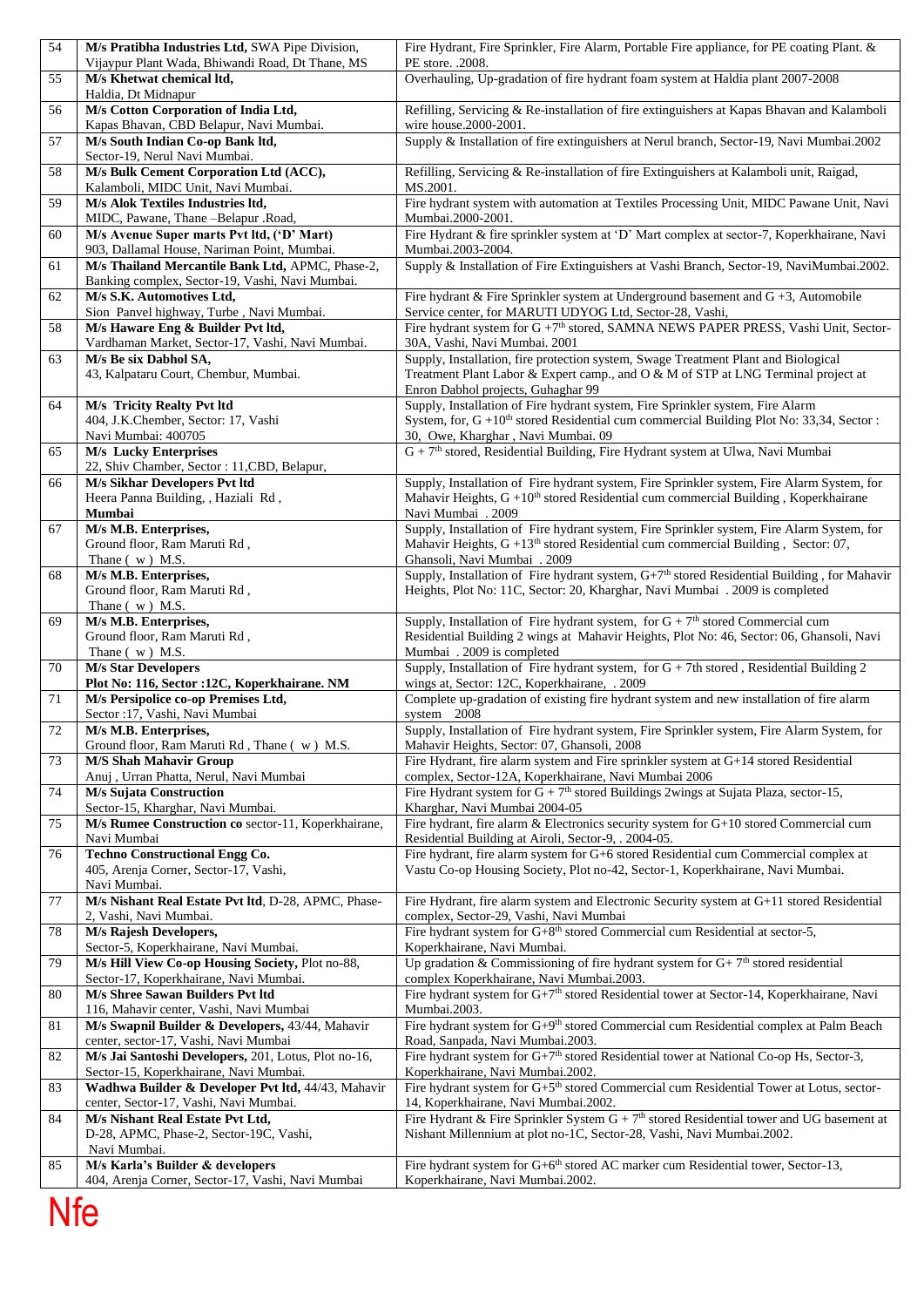| 54 | **M/s Pratibha Industries Ltd,** SWA Pipe Division, Vijaypur Plant Wada, Bhiwandi Road, Dt Thane, MS | Fire Hydrant, Fire Sprinkler, Fire Alarm, Portable Fire appliance, for PE coating Plant. & PE store. .2008. |
|---|---|---|
| 55 | **M/s Khetwat chemical ltd,** Haldia, Dt Midnapur | Overhauling, Up-gradation of fire hydrant foam system at Haldia plant 2007-2008 |
| 56 | **M/s Cotton Corporation of India Ltd,** Kapas Bhavan, CBD Belapur, Navi Mumbai. | Refilling, Servicing & Re-installation of fire extinguishers at Kapas Bhavan and Kalamboli wire house.2000-2001. |
| 57 | **M/s South Indian Co-op Bank ltd,** Sector-19, Nerul Navi Mumbai. | Supply & Installation of fire extinguishers at Nerul branch, Sector-19, Navi Mumbai.2002 |
| 58 | **M/s Bulk Cement Corporation Ltd (ACC),** Kalamboli, MIDC Unit, Navi Mumbai. | Refilling, Servicing & Re-installation of fire Extinguishers at Kalamboli unit, Raigad, MS.2001. |
| 59 | **M/s Alok Textiles Industries ltd,** MIDC, Pawane, Thane –Belapur .Road, | Fire hydrant system with automation at Textiles Processing Unit, MIDC Pawane Unit, Navi Mumbai.2000-2001. |
| 60 | **M/s Avenue Super marts Pvt ltd, ('D' Mart)** 903, Dallamal House, Nariman Point, Mumbai. | Fire Hydrant & fire sprinkler system at 'D' Mart complex at sector-7, Koperkhairane, Navi Mumbai.2003-2004. |
| 61 | **M/s Thailand Mercantile Bank Ltd,** APMC, Phase-2, Banking complex, Sector-19, Vashi, Navi Mumbai. | Supply & Installation of Fire Extinguishers at Vashi Branch, Sector-19, NaviMumbai.2002. |
| 62 | **M/s S.K. Automotives Ltd,** Sion Panvel highway, Turbe , Navi Mumbai. | Fire hydrant & Fire Sprinkler system at Underground basement and G +3, Automobile Service center, for MARUTI UDYOG Ltd, Sector-28, Vashi, |
| 58 | **M/s Haware Eng & Builder Pvt ltd,** Vardhaman Market, Sector-17, Vashi, Navi Mumbai. | Fire hydrant system for G +7th stored, SAMNA NEWS PAPER PRESS, Vashi Unit, Sector-30A, Vashi, Navi Mumbai. 2001 |
| 63 | **M/s Be six Dabhol SA,** 43, Kalpataru Court, Chembur, Mumbai. | Supply, Installation, fire protection system, Swage Treatment Plant and Biological Treatment Plant Labor & Expert camp., and O & M of STP at LNG Terminal project at Enron Dabhol projects, Guhaghar 99 |
| 64 | **M/s Tricity Realty Pvt ltd** 404, J.K.Chember, Sector: 17, Vashi Navi Mumbai: 400705 | Supply, Installation of Fire hydrant system, Fire Sprinkler system, Fire Alarm System, for, G +10th stored Residential cum commercial Building Plot No: 33,34, Sector : 30, Owe, Kharghar , Navi Mumbai. 09 |
| 65 | **M/s Lucky Enterprises** 22, Shiv Chamber, Sector : 11,CBD, Belapur, | G + 7th stored, Residential Building, Fire Hydrant system at Ulwa, Navi Mumbai |
| 66 | **M/s Sikhar Developers Pvt ltd** Heera Panna Building, , Haziali Rd , **Mumbai** | Supply, Installation of Fire hydrant system, Fire Sprinkler system, Fire Alarm System, for Mahavir Heights, G +10th stored Residential cum commercial Building , Koperkhairane Navi Mumbai . 2009 |
| 67 | **M/s M.B. Enterprises,** Ground floor, Ram Maruti Rd , Thane ( w ) M.S. | Supply, Installation of Fire hydrant system, Fire Sprinkler system, Fire Alarm System, for Mahavir Heights, G +13th stored Residential cum commercial Building , Sector: 07, Ghansoli, Navi Mumbai . 2009 |
| 68 | **M/s M.B. Enterprises,** Ground floor, Ram Maruti Rd , Thane ( w ) M.S. | Supply, Installation of Fire hydrant system, G+7th stored Residential Building , for Mahavir Heights, Plot No: 11C, Sector: 20, Kharghar, Navi Mumbai . 2009 is completed |
| 69 | **M/s M.B. Enterprises,** Ground floor, Ram Maruti Rd , Thane ( w ) M.S. | Supply, Installation of Fire hydrant system, for G + 7th stored Commercial cum Residential Building 2 wings at Mahavir Heights, Plot No: 46, Sector: 06, Ghansoli, Navi Mumbai . 2009 is completed |
| 70 | **M/s Star Developers** **Plot No: 116, Sector :12C, Koperkhairane. NM** | Supply, Installation of Fire hydrant system, for G + 7th stored , Residential Building 2 wings at, Sector: 12C, Koperkhairane, . 2009 |
| 71 | **M/s Persipolice co-op Premises Ltd,** Sector :17, Vashi, Navi Mumbai | Complete up-gradation of existing fire hydrant system and new installation of fire alarm system 2008 |
| 72 | **M/s M.B. Enterprises,** Ground floor, Ram Maruti Rd , Thane ( w ) M.S. | Supply, Installation of Fire hydrant system, Fire Sprinkler system, Fire Alarm System, for Mahavir Heights, Sector: 07, Ghansoli, 2008 |
| 73 | **M/S Shah Mahavir Group** Anuj , Urran Phatta, Nerul, Navi Mumbai | Fire Hydrant, fire alarm system and Fire sprinkler system at G+14 stored Residential complex, Sector-12A, Koperkhairane, Navi Mumbai 2006 |
| 74 | **M/s Sujata Construction** Sector-15, Kharghar, Navi Mumbai. | Fire Hydrant system for G + 7th stored Buildings 2wings at Sujata Plaza, sector-15, Kharghar, Navi Mumbai 2004-05 |
| 75 | **M/s Rumee Construction co** sector-11, Koperkhairane, Navi Mumbai | Fire hydrant, fire alarm & Electronics security system for G+10 stored Commercial cum Residential Building at Airoli, Sector-9, . 2004-05. |
| 76 | **Techno Constructional Engg Co.** 405, Arenja Corner, Sector-17, Vashi, Navi Mumbai. | Fire hydrant, fire alarm system for G+6 stored Residential cum Commercial complex at Vastu Co-op Housing Society, Plot no-42, Sector-1, Koperkhairane, Navi Mumbai. |
| 77 | **M/s Nishant Real Estate Pvt ltd,** D-28, APMC, Phase-2, Vashi, Navi Mumbai. | Fire Hydrant, fire alarm system and Electronic Security system at G+11 stored Residential complex, Sector-29, Vashi, Navi Mumbai |
| 78 | **M/s Rajesh Developers,** Sector-5, Koperkhairane, Navi Mumbai. | Fire hydrant system for G+8th stored Commercial cum Residential at sector-5, Koperkhairane, Navi Mumbai. |
| 79 | **M/s Hill View Co-op Housing Society,** Plot no-88, Sector-17, Koperkhairane, Navi Mumbai. | Up gradation & Commissioning of fire hydrant system for G+ 7th stored residential complex Koperkhairane, Navi Mumbai.2003. |
| 80 | **M/s Shree Sawan Builders Pvt ltd** 116, Mahavir center, Vashi, Navi Mumbai | Fire hydrant system for G+7th stored Residential tower at Sector-14, Koperkhairane, Navi Mumbai.2003. |
| 81 | **M/s Swapnil Builder & Developers,** 43/44, Mahavir center, sector-17, Vashi, Navi Mumbai | Fire hydrant system for G+9th stored Commercial cum Residential complex at Palm Beach Road, Sanpada, Navi Mumbai.2003. |
| 82 | **M/s Jai Santoshi Developers,** 201, Lotus, Plot no-16, Sector-15, Koperkhairane, Navi Mumbai. | Fire hydrant system for G+7th stored Residential tower at National Co-op Hs, Sector-3, Koperkhairane, Navi Mumbai.2002. |
| 83 | **Wadhwa Builder & Developer Pvt ltd,** 44/43, Mahavir center, Sector-17, Vashi, Navi Mumbai. | Fire hydrant system for G+5th stored Commercial cum Residential Tower at Lotus, sector-14, Koperkhairane, Navi Mumbai.2002. |
| 84 | **M/s Nishant Real Estate Pvt Ltd,** D-28, APMC, Phase-2, Sector-19C, Vashi, Navi Mumbai. | Fire Hydrant & Fire Sprinkler System G + 7th stored Residential tower and UG basement at Nishant Millennium at plot no-1C, Sector-28, Vashi, Navi Mumbai.2002. |
| 85 | **M/s Karla's Builder & developers** 404, Arenja Corner, Sector-17, Vashi, Navi Mumbai | Fire hydrant system for G+6th stored AC marker cum Residential tower, Sector-13, Koperkhairane, Navi Mumbai.2002. |

Nfe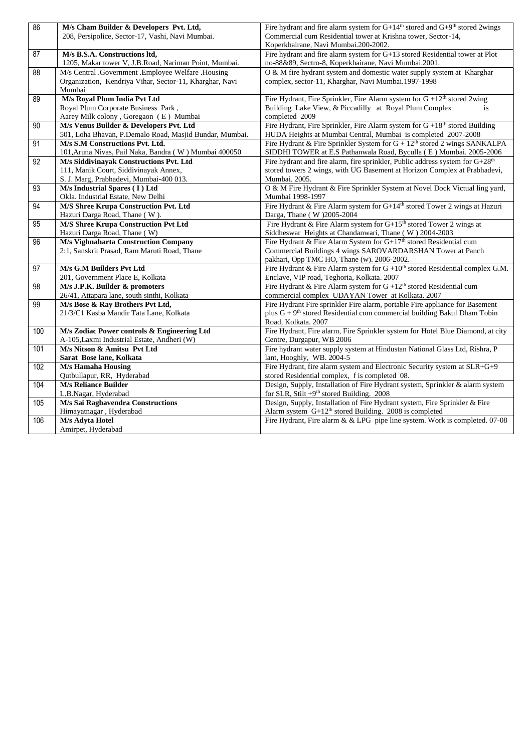| | | |
|---|---|---|
| 86 | **M/s Cham Builder & Developers Pvt. Ltd,** 208, Persipolice, Sector-17, Vashi, Navi Mumbai. | Fire hydrant and fire alarm system for G+14th stored and G+9th stored 2wings Commercial cum Residential tower at Krishna tower, Sector-14, Koperkhairane, Navi Mumbai.200-2002. |
| 87 | **M/s B.S.A. Constructions ltd,** 1205, Makar tower V, J.B.Road, Nariman Point, Mumbai. | Fire hydrant and fire alarm system for G+13 stored Residential tower at Plot no-88&89, Sectro-8, Koperkhairane, Navi Mumbai.2001. |
| 88 | M/s Central .Government .Employee Welfare .Housing Organization, Kendriya Vihar, Sector-11, Kharghar, Navi Mumbai | O & M fire hydrant system and domestic water supply system at Kharghar complex, sector-11, Kharghar, Navi Mumbai.1997-1998 |
| 89 | **M/s Royal Plum India Pvt Ltd** Royal Plum Corporate Business Park , Aarey Milk colony , Goregaon ( E ) Mumbai | Fire Hydrant, Fire Sprinkler, Fire Alarm system for G +12th stored 2wing Building Lake View, & Piccadilly at Royal Plum Complex is completed 2009 |
| 90 | **M/s Venus Builder & Developers Pvt. Ltd** 501, Loha Bhavan, P.Demalo Road, Masjid Bundar, Mumbai. | Fire Hydrant, Fire Sprinkler, Fire Alarm system for G +18th stored Building HUDA Heights at Mumbai Central, Mumbai is completed 2007-2008 |
| 91 | **M/s S.M Constructions Pvt. Ltd.** 101,Aruna Nivas, Pail Naka, Bandra ( W ) Mumbai 400050 | Fire Hydrant & Fire Sprinkler System for G + 12th stored 2 wings SANKALPA SIDDHI TOWER at E.S Pathanwala Road, Byculla ( E ) Mumbai. 2005-2006 |
| 92 | **M/s Siddivinayak Constructions Pvt. Ltd** 111, Manik Court, Siddivinayak Annex, S. J. Marg, Prabhadevi, Mumbai-400 013. | Fire hydrant and fire alarm, fire sprinkler, Public address system for G+28th stored towers 2 wings, with UG Basement at Horizon Complex at Prabhadevi, Mumbai. 2005. |
| 93 | **M/s Industrial Spares ( I ) Ltd** Okla. Industrial Estate, New Delhi | O & M Fire Hydrant & Fire Sprinkler System at Novel Dock Victual ling yard, Mumbai 1998-1997 |
| 94 | **M/S Shree Krupa Construction Pvt. Ltd** Hazuri Darga Road, Thane ( W ). | Fire Hydrant & Fire Alarm system for G+14th stored Tower 2 wings at Hazuri Darga, Thane ( W )2005-2004 |
| 95 | **M/S Shree Krupa Construction Pvt Ltd** Hazuri Darga Road, Thane ( W) | Fire Hydrant & Fire Alarm system for G+15th stored Tower 2 wings at Siddheswar Heights at Chandanwari, Thane ( W ) 2004-2003 |
| 96 | **M/s Vighnaharta Construction Company** 2:1, Sanskrit Prasad, Ram Maruti Road, Thane | Fire Hydrant & Fire Alarm System for G+17th stored Residential cum Commercial Buildings 4 wings SAROVARDARSHAN Tower at Panch pakhari, Opp TMC HO, Thane (w). 2006-2002. |
| 97 | **M/s G.M Builders Pvt Ltd** 201, Government Place E, Kolkata | Fire Hydrant & Fire Alarm system for G +10th stored Residential complex G.M. Enclave, VIP road, Teghoria, Kolkata. 2007 |
| 98 | **M/s J.P.K. Builder & promoters** 26/41, Attapara lane, south sinthi, Kolkata | Fire Hydrant & Fire Alarm system for G +12th stored Residential cum commercial complex UDAYAN Tower at Kolkata. 2007 |
| 99 | **M/s Bose & Ray Brothers Pvt Ltd,** 21/3/C1 Kasba Mandir Tata Lane, Kolkata | Fire Hydrant Fire sprinkler Fire alarm, portable Fire appliance for Basement plus G + 9th stored Residential cum commercial building Bakul Dham Tobin Road, Kolkata. 2007 |
| 100 | **M/s Zodiac Power controls & Engineering Ltd** A-105,Laxmi Industrial Estate, Andheri (W) | Fire Hydrant, Fire alarm, Fire Sprinkler system for Hotel Blue Diamond, at city Centre, Durgapur, WB 2006 |
| 101 | **M/s Nitson & Amitsu Pvt Ltd** **Sarat Bose lane, Kolkata** | Fire hydrant water supply system at Hindustan National Glass Ltd, Rishra, P lant, Hooghly, WB. 2004-5 |
| 102 | **M/s Hamaha Housing** Qutbullapur, RR, Hyderabad | Fire Hydrant, fire alarm system and Electronic Security system at SLR+G+9 stored Residential complex, f is completed 08. |
| 104 | **M/s Reliance Builder** L.B.Nagar, Hyderabad | Design, Supply, Installation of Fire Hydrant system, Sprinkler & alarm system for SLR, Stilt +9th stored Building. 2008 |
| 105 | **M/s Sai Raghavendra Constructions** Himayatnagar , Hyderabad | Design, Supply, Installation of Fire Hydrant system, Fire Sprinkler & Fire Alarm system G+12th stored Building. 2008 is completed |
| 106 | **M/s Adyta Hotel** Amirpet, Hyderabad | Fire Hydrant, Fire alarm & & LPG pipe line system. Work is completed. 07-08 |